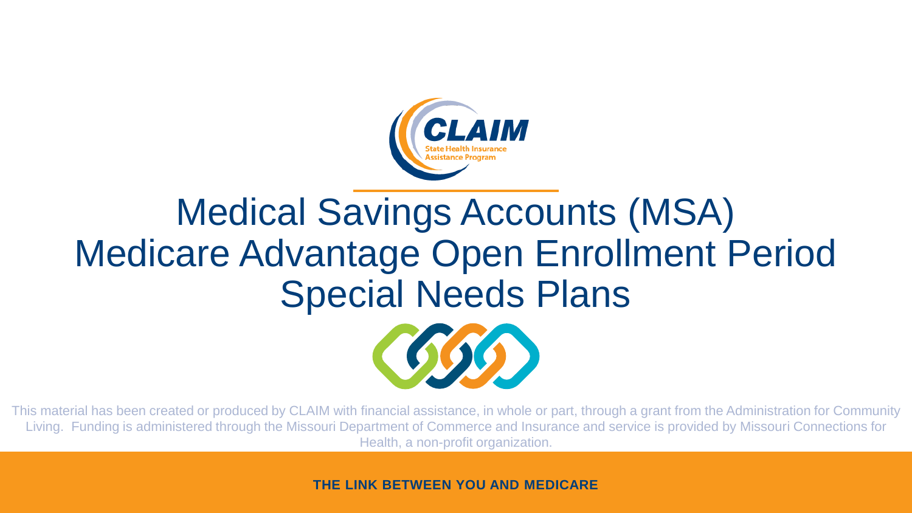CLAIM

State Health Insurance Assistance Program

# Medical Savings Accounts (MSA)
# Medicare Advantage Open Enrollment Period
# Special Needs Plans

This material has been created or produced by CLAIM with financial assistance, in whole or part, through a grant from the Administration for Community Living. Funding is administered through the Missouri Department of Commerce and Insurance and service is provided by Missouri Connections for Health, a non-profit organization.

**THE LINK BETWEEN YOU AND MEDICARE**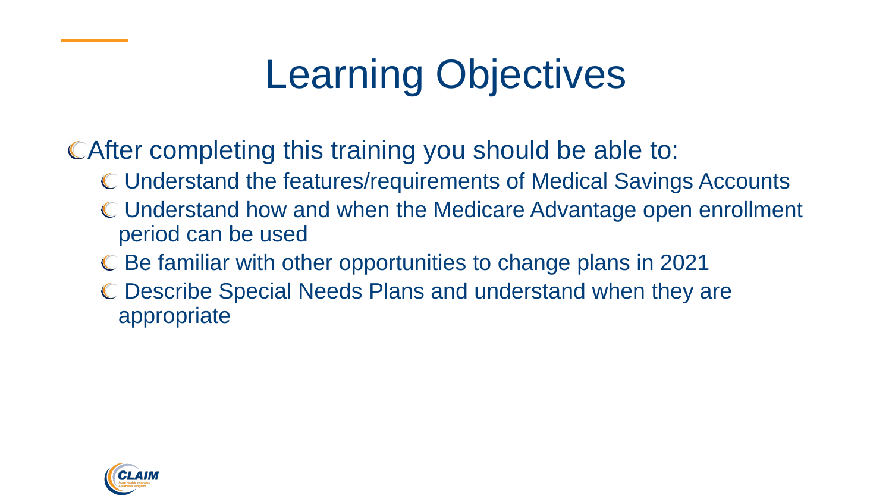# Learning Objectives

- After completing this training you should be able to:
  - Understand the features/requirements of Medical Savings Accounts
  - Understand how and when the Medicare Advantage open enrollment period can be used
  - Be familiar with other opportunities to change plans in 2021
  - Describe Special Needs Plans and understand when they are appropriate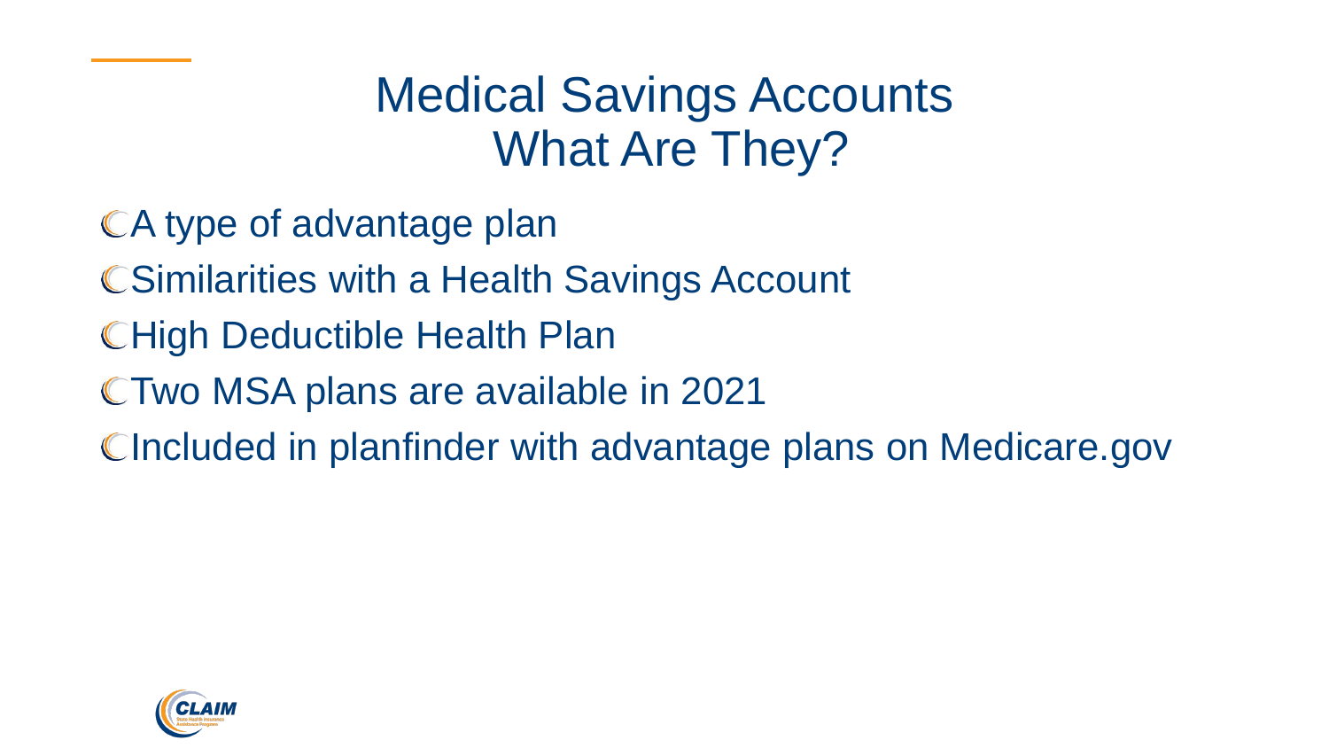# Medical Savings Accounts What Are They?

- A type of advantage plan
- Similarities with a Health Savings Account
- High Deductible Health Plan
- Two MSA plans are available in 2021
- Included in planfinder with advantage plans on Medicare.gov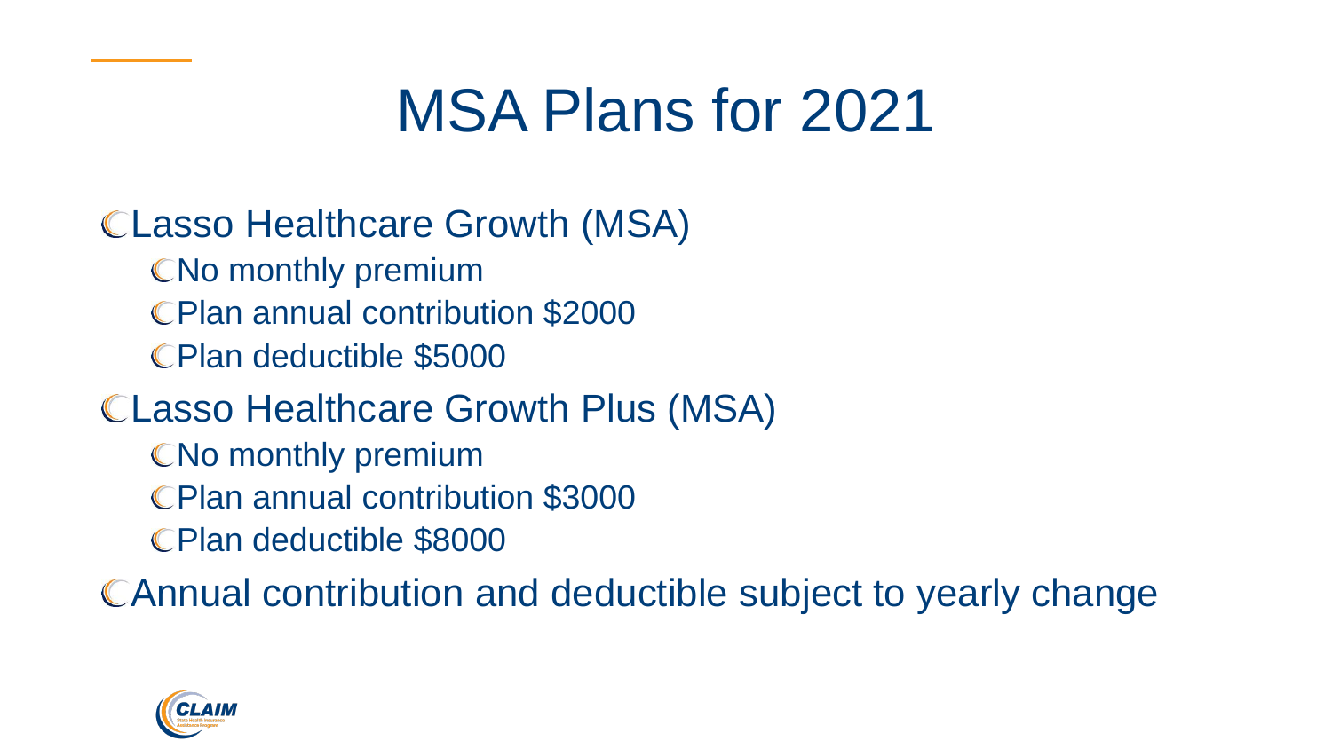# MSA Plans for 2021

- Lasso Healthcare Growth (MSA)
  - No monthly premium
  - Plan annual contribution $2000
  - Plan deductible $5000
- Lasso Healthcare Growth Plus (MSA)
  - No monthly premium
  - Plan annual contribution $3000
  - Plan deductible $8000
- Annual contribution and deductible subject to yearly change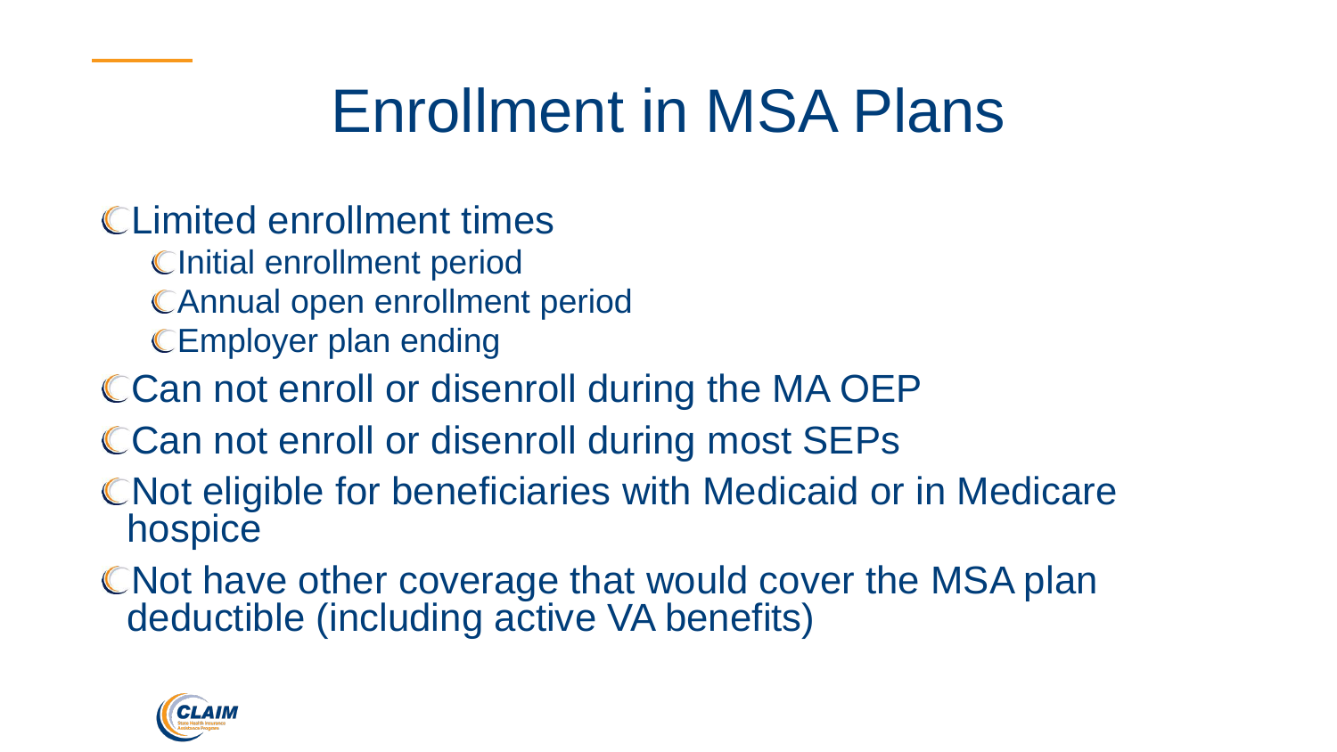# Enrollment in MSA Plans

- Limited enrollment times
  - Initial enrollment period
  - Annual open enrollment period
  - Employer plan ending
- Can not enroll or disenroll during the MA OEP
- Can not enroll or disenroll during most SEPs
- Not eligible for beneficiaries with Medicaid or in Medicare hospice
- Not have other coverage that would cover the MSA plan deductible (including active VA benefits)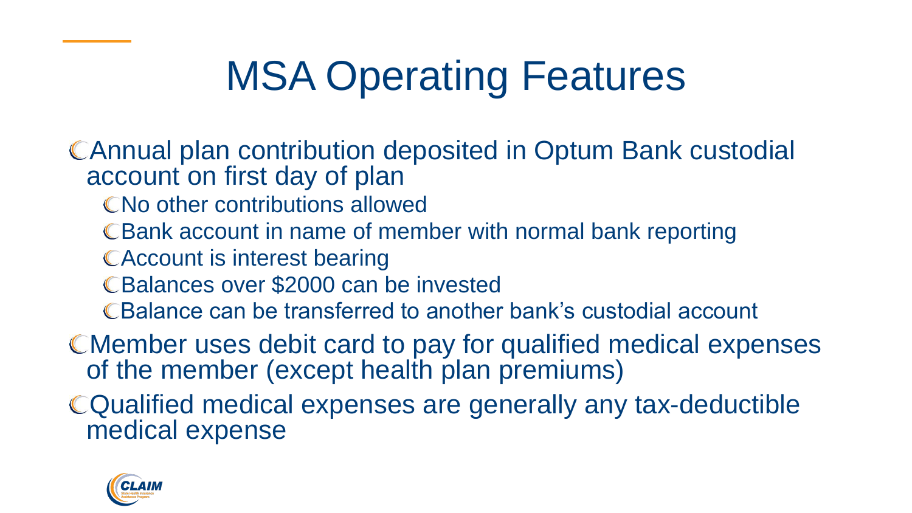# MSA Operating Features

- Annual plan contribution deposited in Optum Bank custodial account on first day of plan
  - No other contributions allowed
  - Bank account in name of member with normal bank reporting
  - Account is interest bearing
  - Balances over $2000 can be invested
  - Balance can be transferred to another bank's custodial account
- Member uses debit card to pay for qualified medical expenses of the member (except health plan premiums)
- Qualified medical expenses are generally any tax-deductible medical expense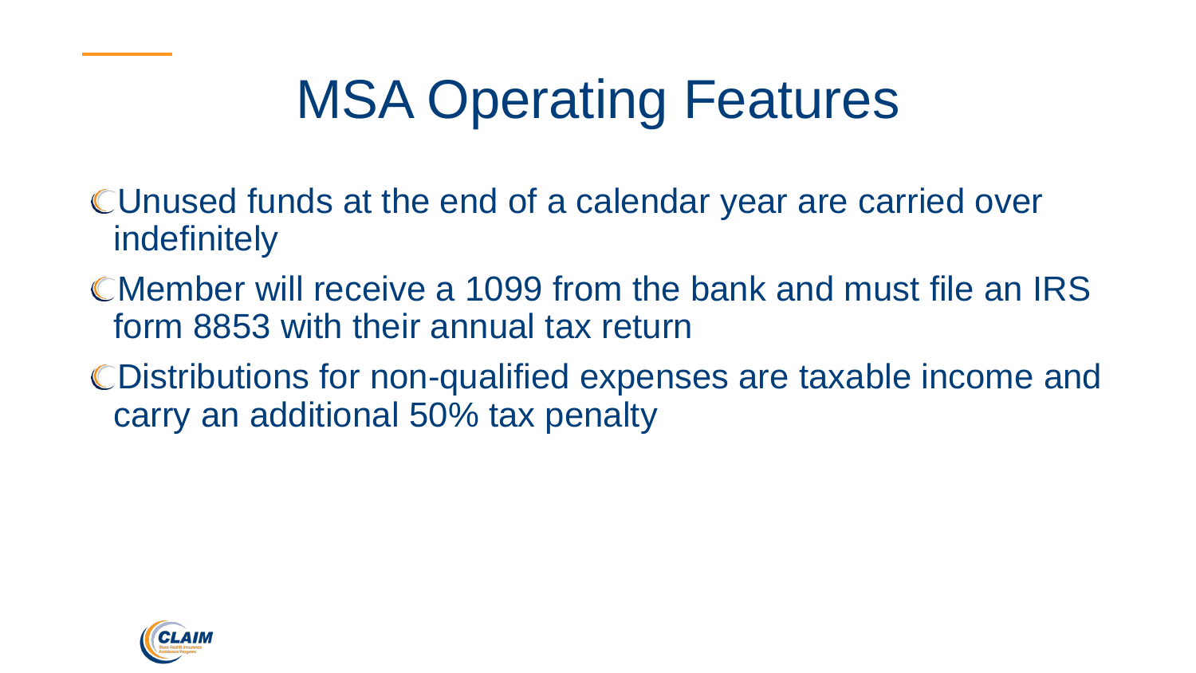# MSA Operating Features

- Unused funds at the end of a calendar year are carried over indefinitely
- Member will receive a 1099 from the bank and must file an IRS form 8853 with their annual tax return
- Distributions for non-qualified expenses are taxable income and carry an additional 50% tax penalty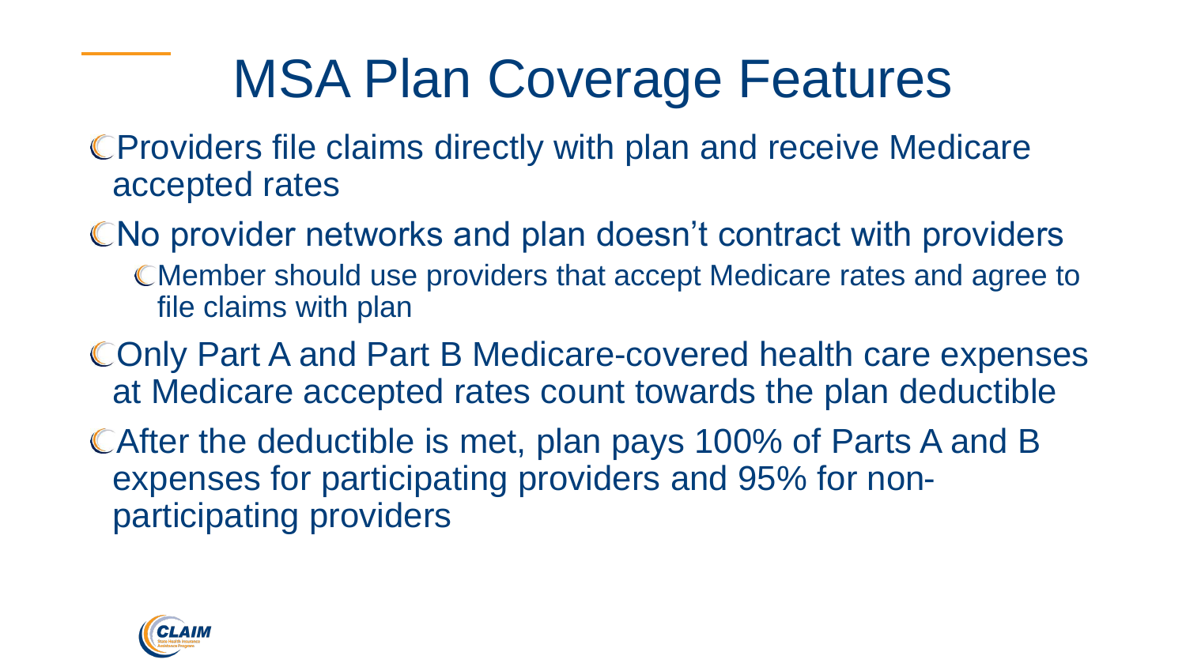# MSA Plan Coverage Features

- Providers file claims directly with plan and receive Medicare accepted rates
- No provider networks and plan doesn't contract with providers
  - Member should use providers that accept Medicare rates and agree to file claims with plan
- Only Part A and Part B Medicare-covered health care expenses at Medicare accepted rates count towards the plan deductible
- After the deductible is met, plan pays 100% of Parts A and B expenses for participating providers and 95% for non-participating providers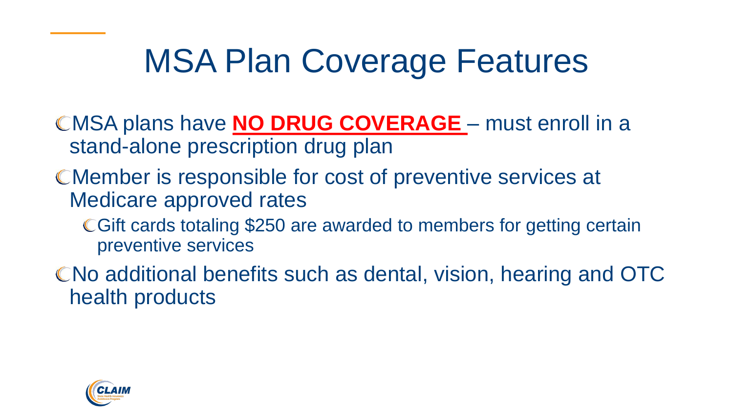# MSA Plan Coverage Features

- MSA plans have **NO DRUG COVERAGE** – must enroll in a stand-alone prescription drug plan
- Member is responsible for cost of preventive services at Medicare approved rates
  - Gift cards totaling $250 are awarded to members for getting certain preventive services
- No additional benefits such as dental, vision, hearing and OTC health products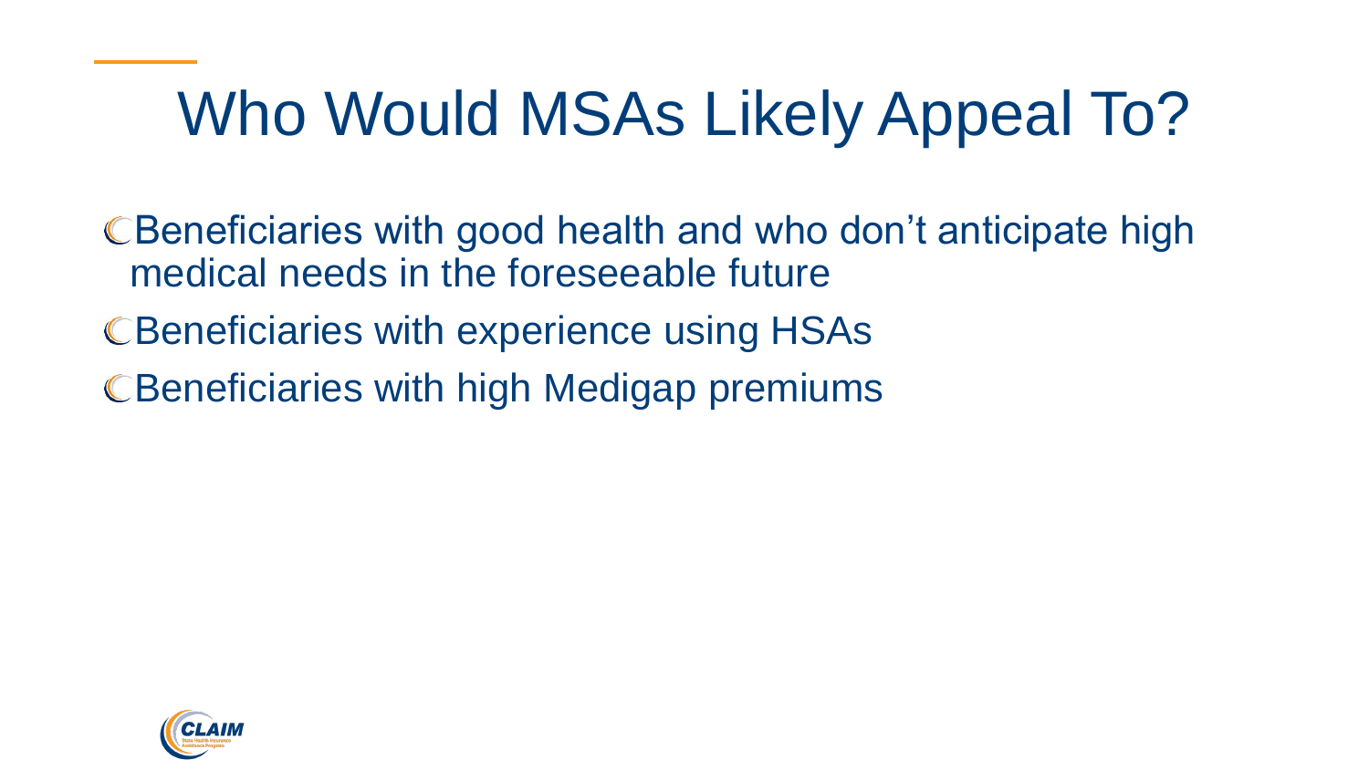# Who Would MSAs Likely Appeal To?

- Beneficiaries with good health and who don't anticipate high medical needs in the foreseeable future
- Beneficiaries with experience using HSAs
- Beneficiaries with high Medigap premiums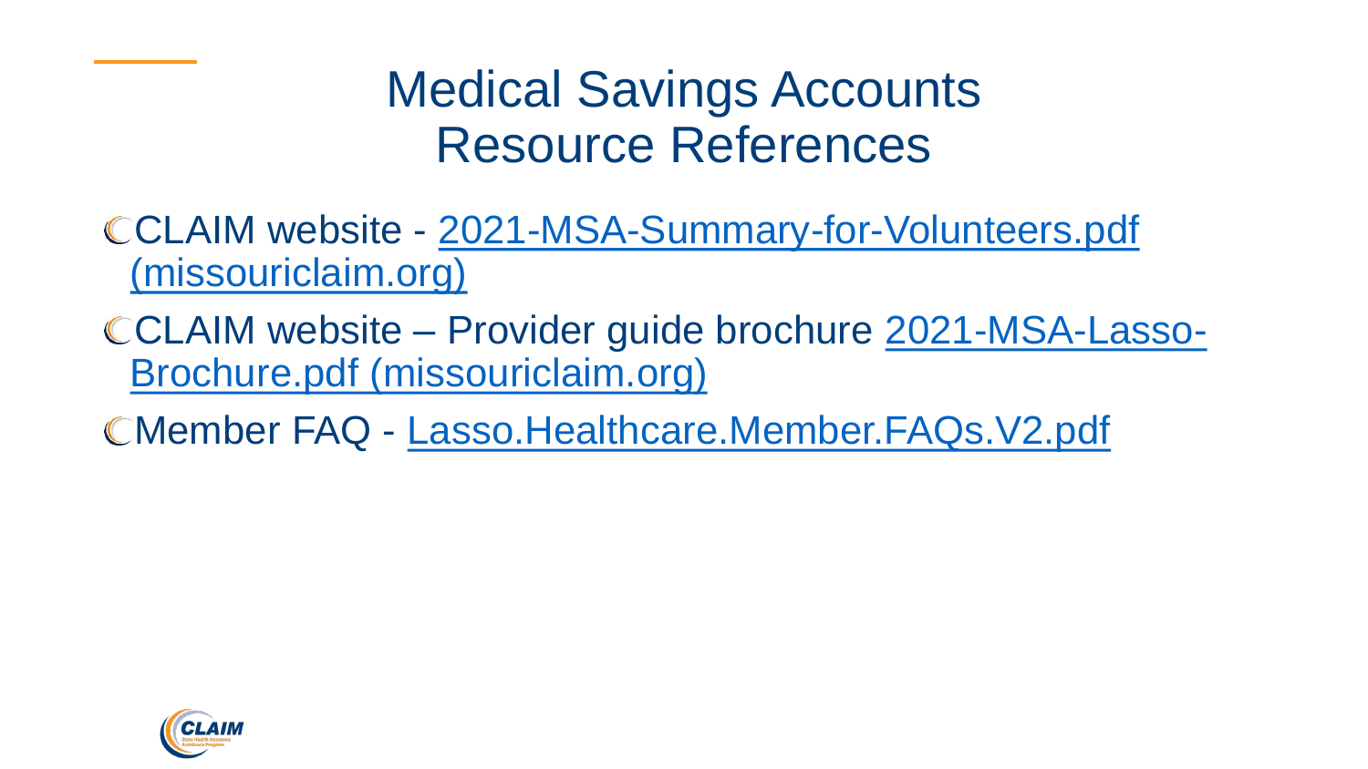# Medical Savings Accounts Resource References

- CLAIM website - 2021-MSA-Summary-for-Volunteers.pdf (missouriclaim.org)
- CLAIM website – Provider guide brochure 2021-MSA-Lasso-Brochure.pdf (missouriclaim.org)
- Member FAQ - Lasso.Healthcare.Member.FAQs.V2.pdf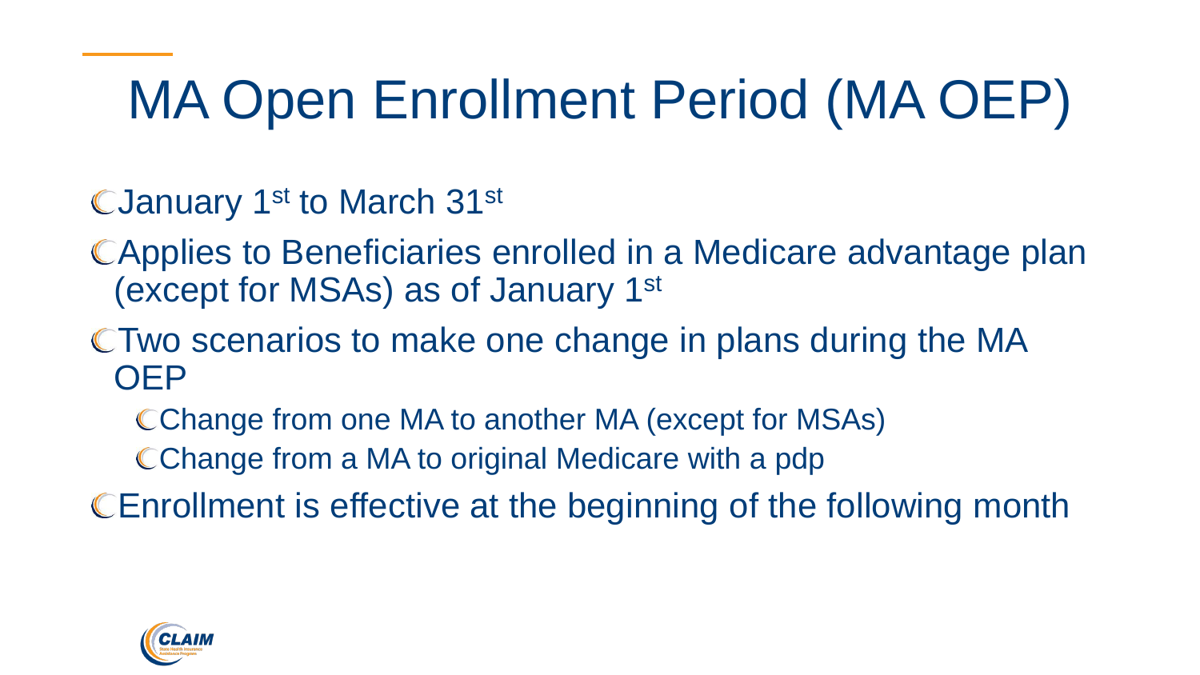# MA Open Enrollment Period (MA OEP)

- January 1st to March 31st
- Applies to Beneficiaries enrolled in a Medicare advantage plan (except for MSAs) as of January 1st
- Two scenarios to make one change in plans during the MA OEP
  - Change from one MA to another MA (except for MSAs)
  - Change from a MA to original Medicare with a pdp
- Enrollment is effective at the beginning of the following month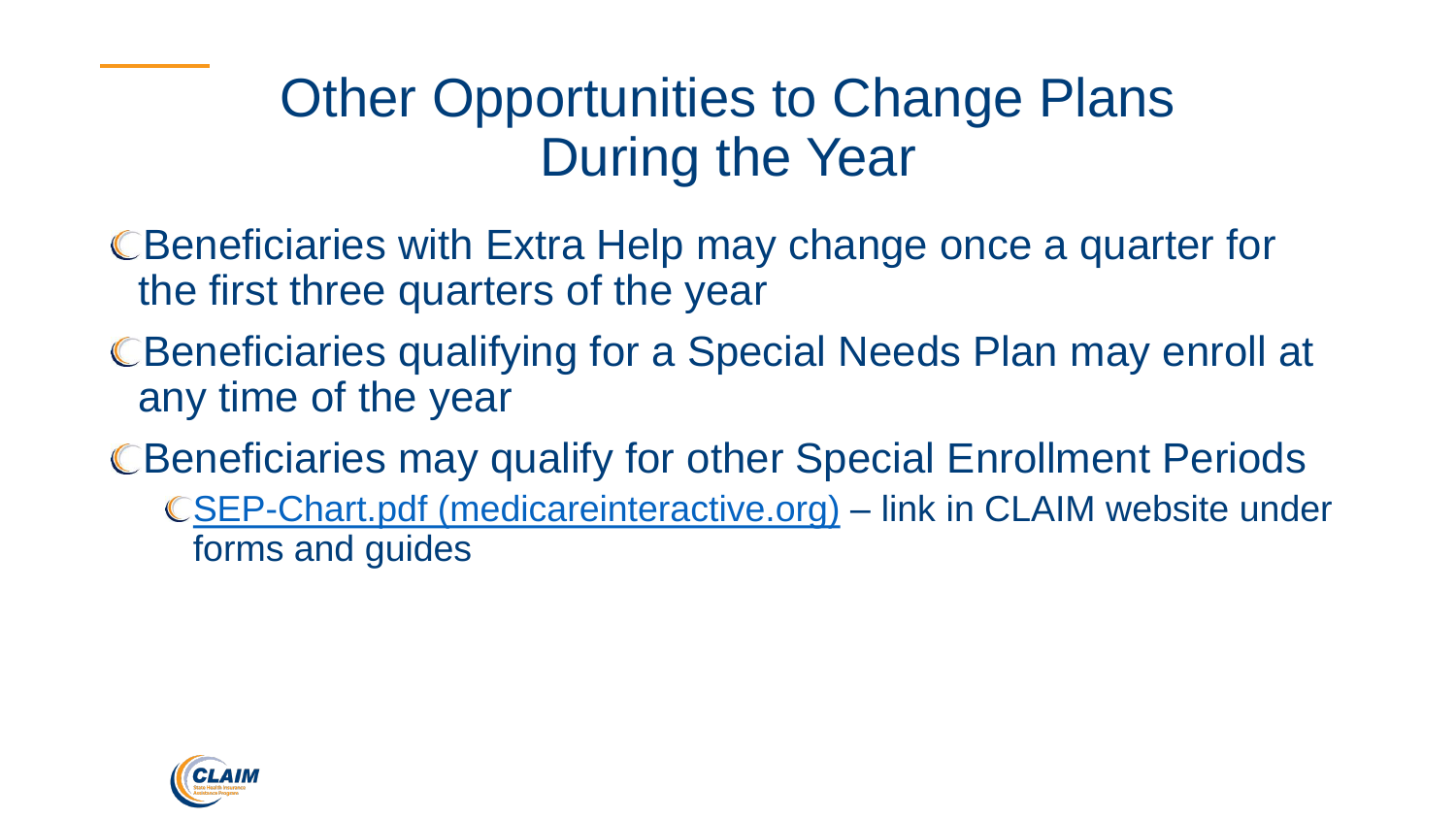# Other Opportunities to Change Plans During the Year

- Beneficiaries with Extra Help may change once a quarter for the first three quarters of the year
- Beneficiaries qualifying for a Special Needs Plan may enroll at any time of the year
- Beneficiaries may qualify for other Special Enrollment Periods
  - SEP-Chart.pdf (medicareinteractive.org) – link in CLAIM website under forms and guides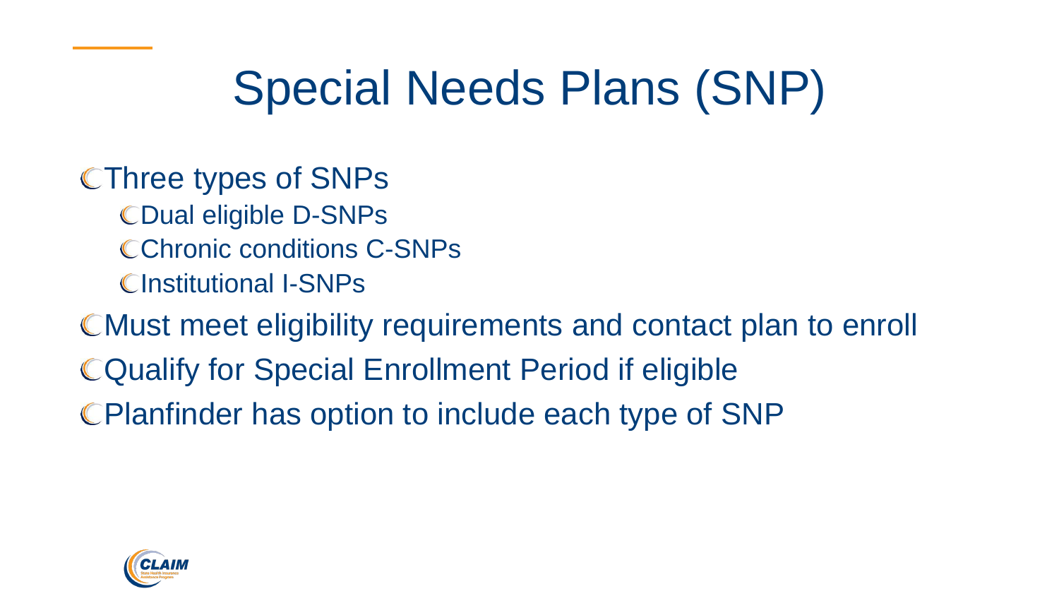# Special Needs Plans (SNP)

- Three types of SNPs
  - Dual eligible D-SNPs
  - Chronic conditions C-SNPs
  - Institutional I-SNPs
- Must meet eligibility requirements and contact plan to enroll
- Qualify for Special Enrollment Period if eligible
- Planfinder has option to include each type of SNP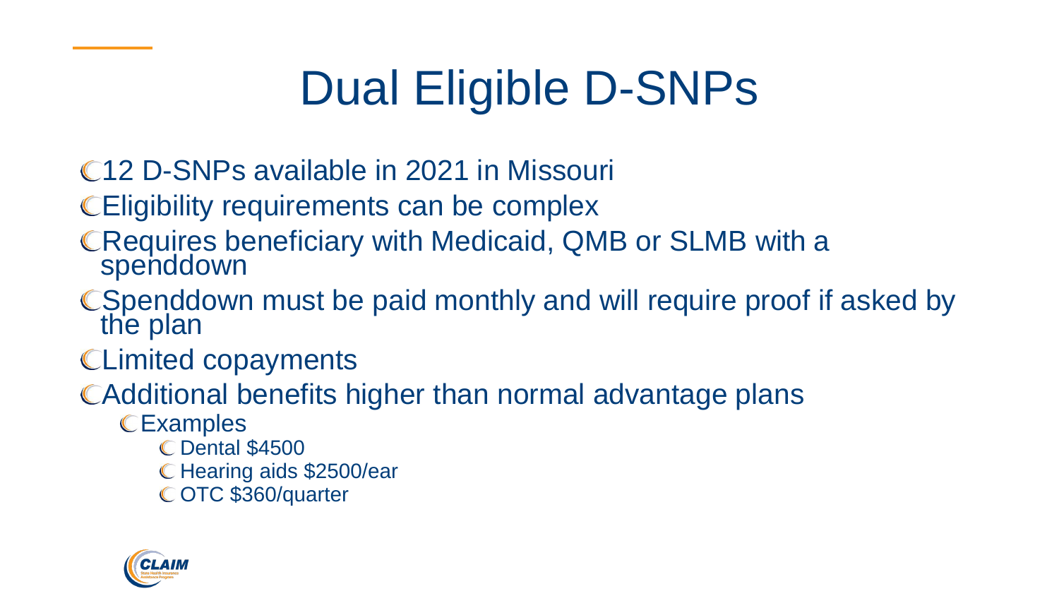# Dual Eligible D-SNPs

- 12 D-SNPs available in 2021 in Missouri
- Eligibility requirements can be complex
- Requires beneficiary with Medicaid, QMB or SLMB with a spenddown
- Spenddown must be paid monthly and will require proof if asked by the plan
- Limited copayments
- Additional benefits higher than normal advantage plans
  - Examples
    - Dental $4500
    - Hearing aids $2500/ear
    - OTC $360/quarter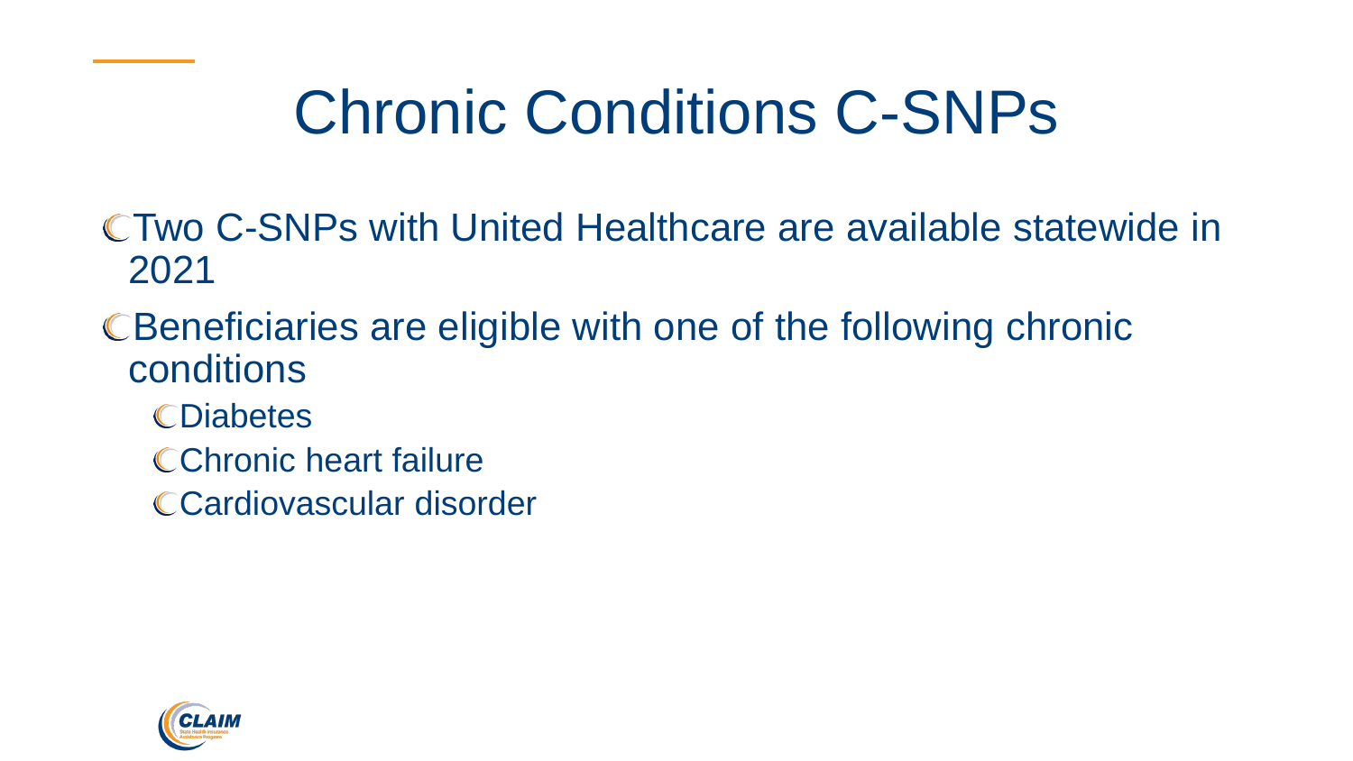# Chronic Conditions C-SNPs

- Two C-SNPs with United Healthcare are available statewide in 2021
- Beneficiaries are eligible with one of the following chronic conditions
  - Diabetes
  - Chronic heart failure
  - Cardiovascular disorder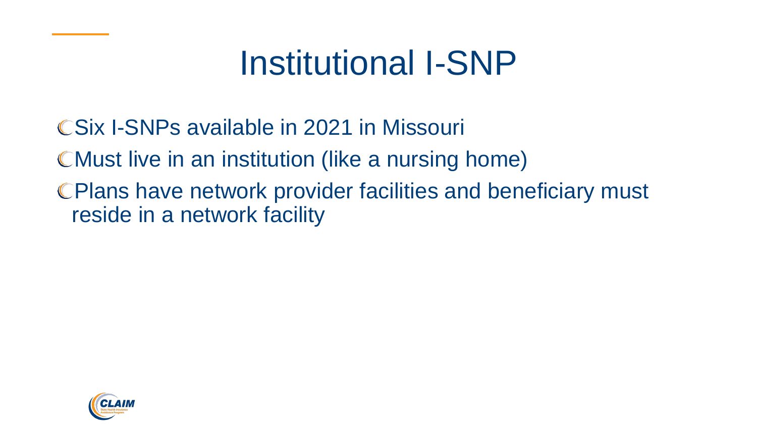# Institutional I-SNP

- Six I-SNPs available in 2021 in Missouri
- Must live in an institution (like a nursing home)
- Plans have network provider facilities and beneficiary must reside in a network facility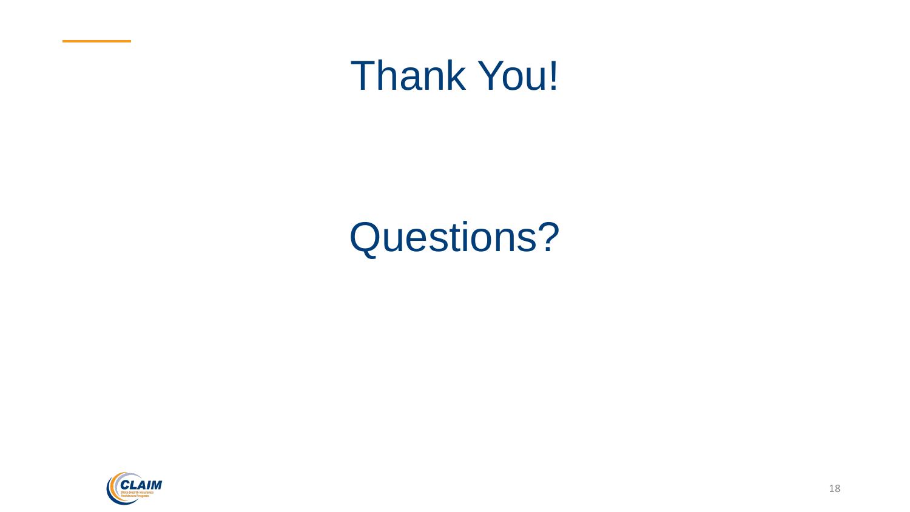# Thank You!

# Questions?